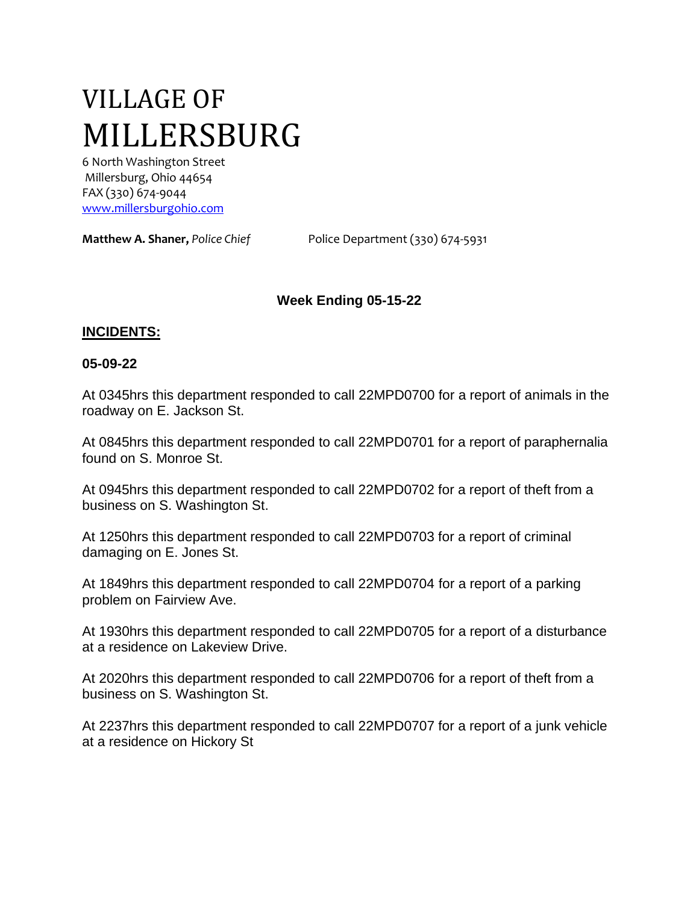# VILLAGE OF MILLERSBURG

6 North Washington Street
Millersburg, Ohio 44654
FAX (330) 674-9044
www.millersburgohio.com

**Matthew A. Shaner,** *Police Chief* Police Department (330) 674-5931

### Week Ending 05-15-22

## INCIDENTS:

**05-09-22**

At 0345hrs this department responded to call 22MPD0700 for a report of animals in the roadway on E. Jackson St.

At 0845hrs this department responded to call 22MPD0701 for a report of paraphernalia found on S. Monroe St.

At 0945hrs this department responded to call 22MPD0702 for a report of theft from a business on S. Washington St.

At 1250hrs this department responded to call 22MPD0703 for a report of criminal damaging on E. Jones St.

At 1849hrs this department responded to call 22MPD0704 for a report of a parking problem on Fairview Ave.

At 1930hrs this department responded to call 22MPD0705 for a report of a disturbance at a residence on Lakeview Drive.

At 2020hrs this department responded to call 22MPD0706 for a report of theft from a business on S. Washington St.

At 2237hrs this department responded to call 22MPD0707 for a report of a junk vehicle at a residence on Hickory St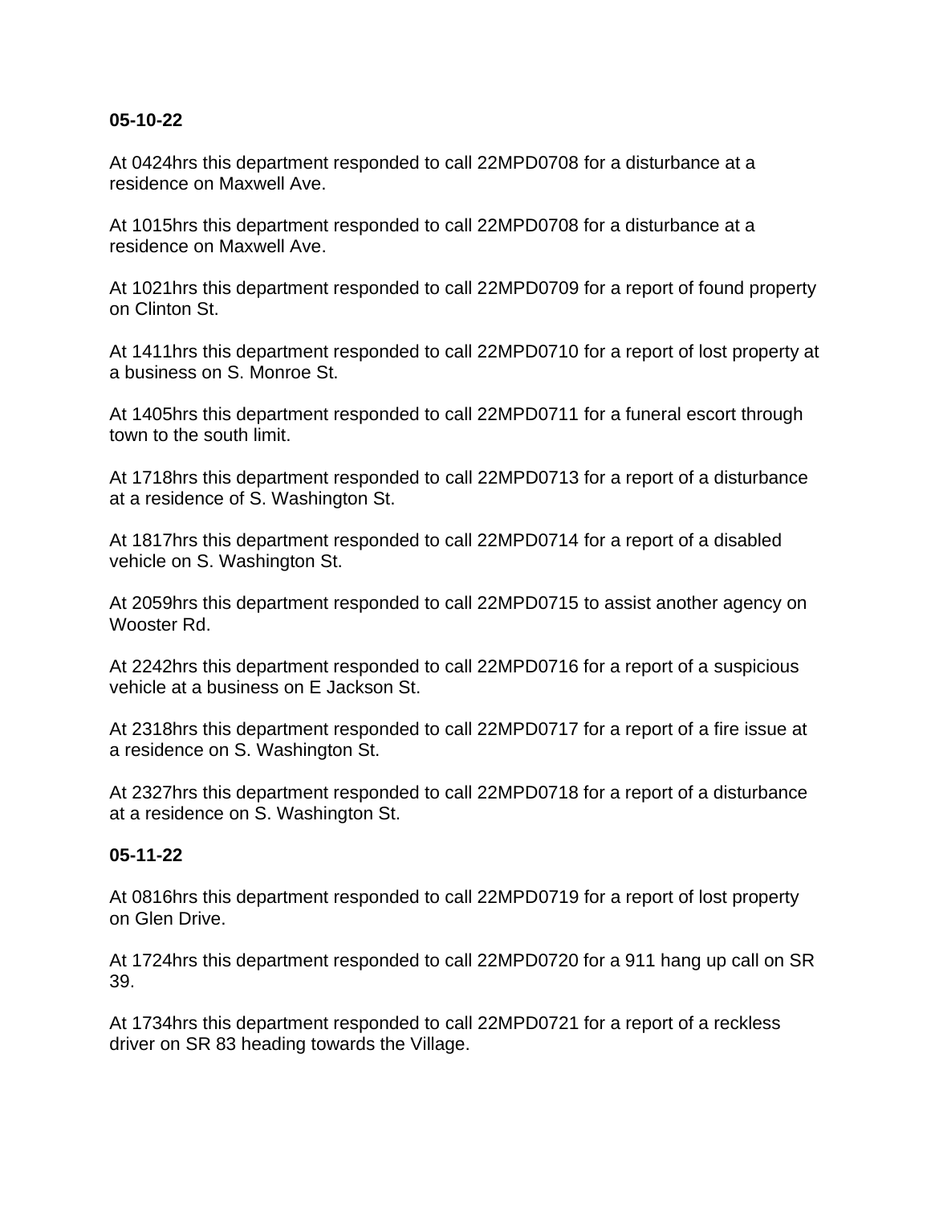**05-10-22**

At 0424hrs this department responded to call 22MPD0708 for a disturbance at a residence on Maxwell Ave.

At 1015hrs this department responded to call 22MPD0708 for a disturbance at a residence on Maxwell Ave.

At 1021hrs this department responded to call 22MPD0709 for a report of found property on Clinton St.

At 1411hrs this department responded to call 22MPD0710 for a report of lost property at a business on S. Monroe St.

At 1405hrs this department responded to call 22MPD0711 for a funeral escort through town to the south limit.

At 1718hrs this department responded to call 22MPD0713 for a report of a disturbance at a residence of S. Washington St.

At 1817hrs this department responded to call 22MPD0714 for a report of a disabled vehicle on S. Washington St.

At 2059hrs this department responded to call 22MPD0715 to assist another agency on Wooster Rd.

At 2242hrs this department responded to call 22MPD0716 for a report of a suspicious vehicle at a business on E Jackson St.

At 2318hrs this department responded to call 22MPD0717 for a report of a fire issue at a residence on S. Washington St.

At 2327hrs this department responded to call 22MPD0718 for a report of a disturbance at a residence on S. Washington St.

**05-11-22**

At 0816hrs this department responded to call 22MPD0719 for a report of lost property on Glen Drive.

At 1724hrs this department responded to call 22MPD0720 for a 911 hang up call on SR 39.

At 1734hrs this department responded to call 22MPD0721 for a report of a reckless driver on SR 83 heading towards the Village.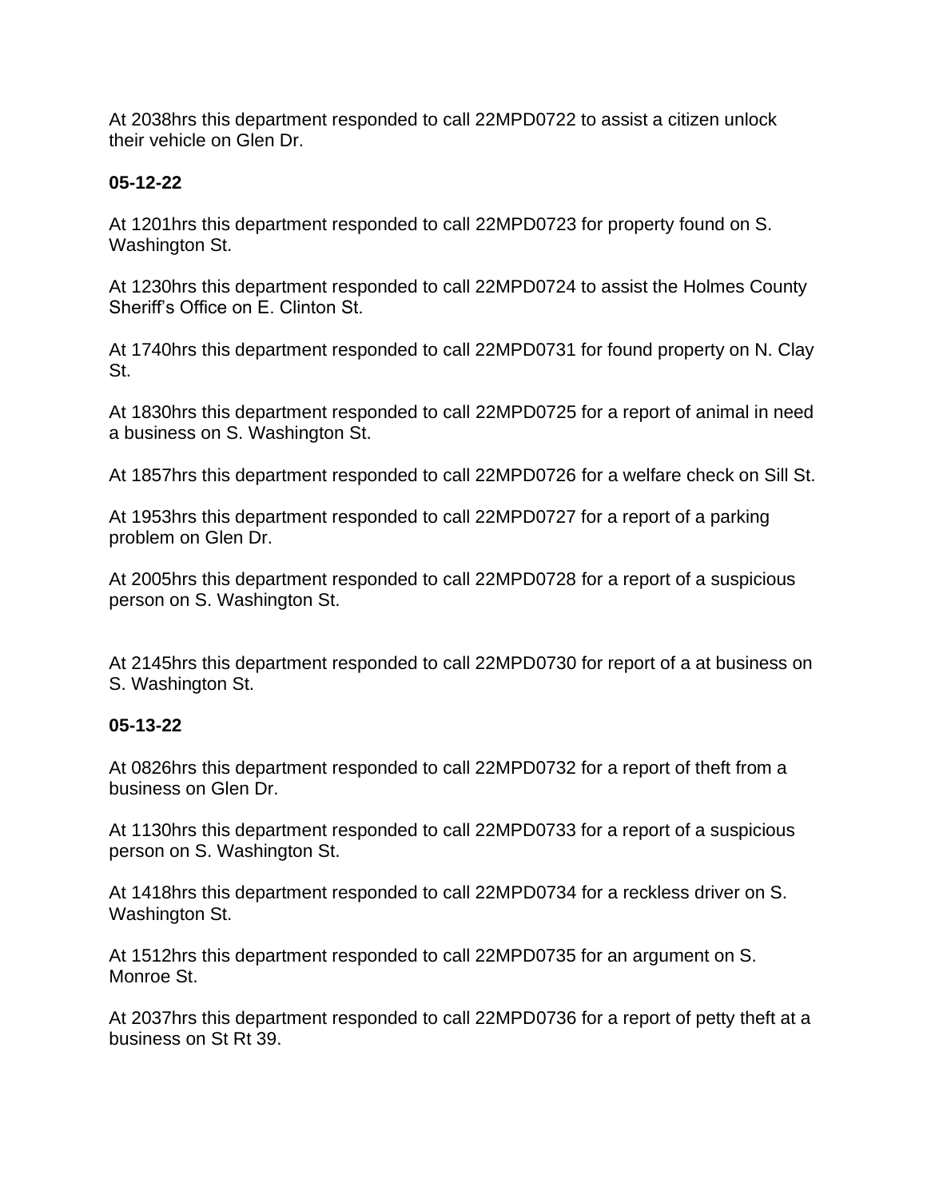At 2038hrs this department responded to call 22MPD0722 to assist a citizen unlock their vehicle on Glen Dr.

**05-12-22**

At 1201hrs this department responded to call 22MPD0723 for property found on S. Washington St.

At 1230hrs this department responded to call 22MPD0724 to assist the Holmes County Sheriff's Office on E. Clinton St.

At 1740hrs this department responded to call 22MPD0731 for found property on N. Clay St.

At 1830hrs this department responded to call 22MPD0725 for a report of animal in need a business on S. Washington St.

At 1857hrs this department responded to call 22MPD0726 for a welfare check on Sill St.

At 1953hrs this department responded to call 22MPD0727 for a report of a parking problem on Glen Dr.

At 2005hrs this department responded to call 22MPD0728 for a report of a suspicious person on S. Washington St.

At 2145hrs this department responded to call 22MPD0730 for report of a at business on S. Washington St.

**05-13-22**

At 0826hrs this department responded to call 22MPD0732 for a report of theft from a business on Glen Dr.

At 1130hrs this department responded to call 22MPD0733 for a report of a suspicious person on S. Washington St.

At 1418hrs this department responded to call 22MPD0734 for a reckless driver on S. Washington St.

At 1512hrs this department responded to call 22MPD0735 for an argument on S. Monroe St.

At 2037hrs this department responded to call 22MPD0736 for a report of petty theft at a business on St Rt 39.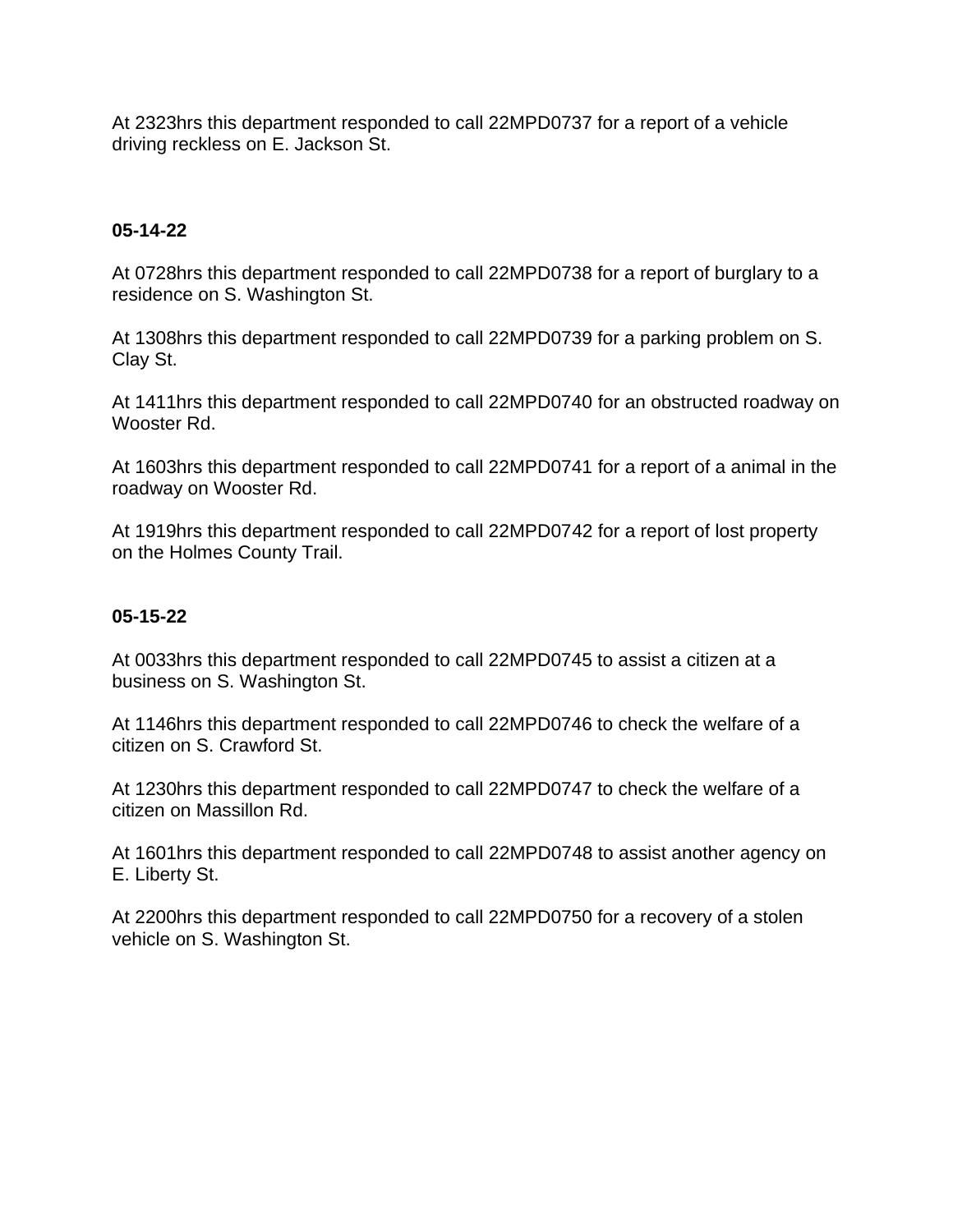At 2323hrs this department responded to call 22MPD0737 for a report of a vehicle driving reckless on E. Jackson St.

**05-14-22**

At 0728hrs this department responded to call 22MPD0738 for a report of burglary to a residence on S. Washington St.

At 1308hrs this department responded to call 22MPD0739 for a parking problem on S. Clay St.

At 1411hrs this department responded to call 22MPD0740 for an obstructed roadway on Wooster Rd.

At 1603hrs this department responded to call 22MPD0741 for a report of a animal in the roadway on Wooster Rd.

At 1919hrs this department responded to call 22MPD0742 for a report of lost property on the Holmes County Trail.

**05-15-22**

At 0033hrs this department responded to call 22MPD0745 to assist a citizen at a business on S. Washington St.

At 1146hrs this department responded to call 22MPD0746 to check the welfare of a citizen on S. Crawford St.

At 1230hrs this department responded to call 22MPD0747 to check the welfare of a citizen on Massillon Rd.

At 1601hrs this department responded to call 22MPD0748 to assist another agency on E. Liberty St.

At 2200hrs this department responded to call 22MPD0750 for a recovery of a stolen vehicle on S. Washington St.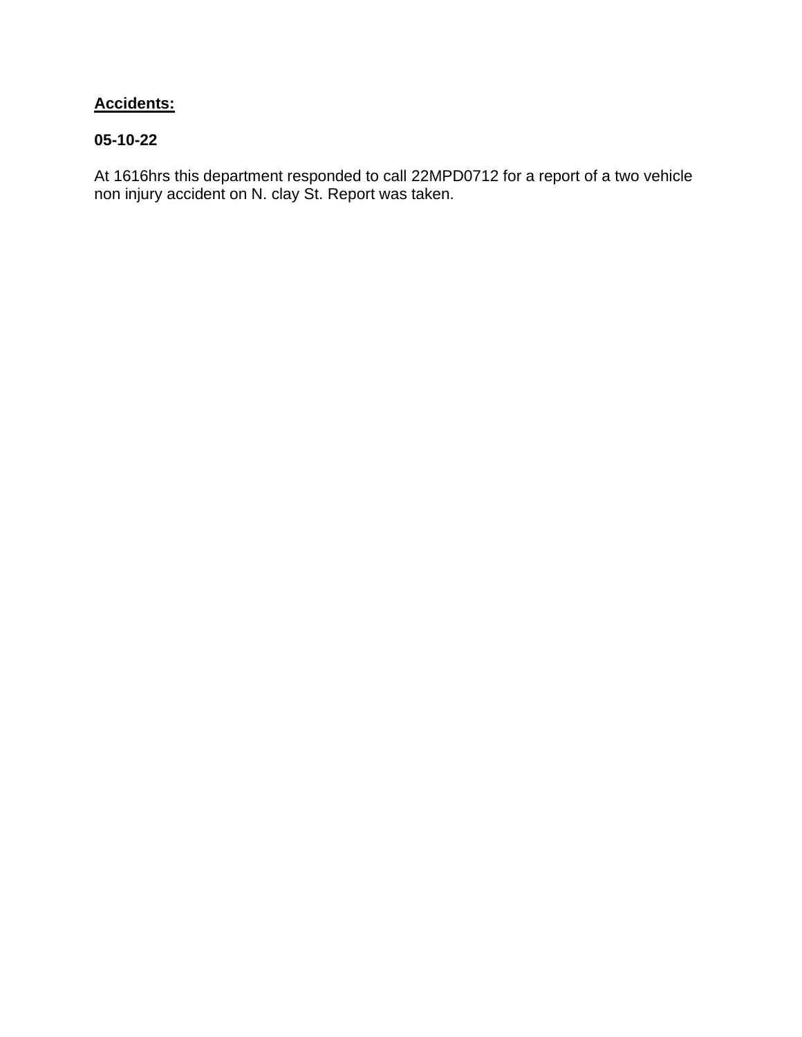**Accidents:**

**05-10-22**

At 1616hrs this department responded to call 22MPD0712 for a report of a two vehicle non injury accident on N. clay St. Report was taken.